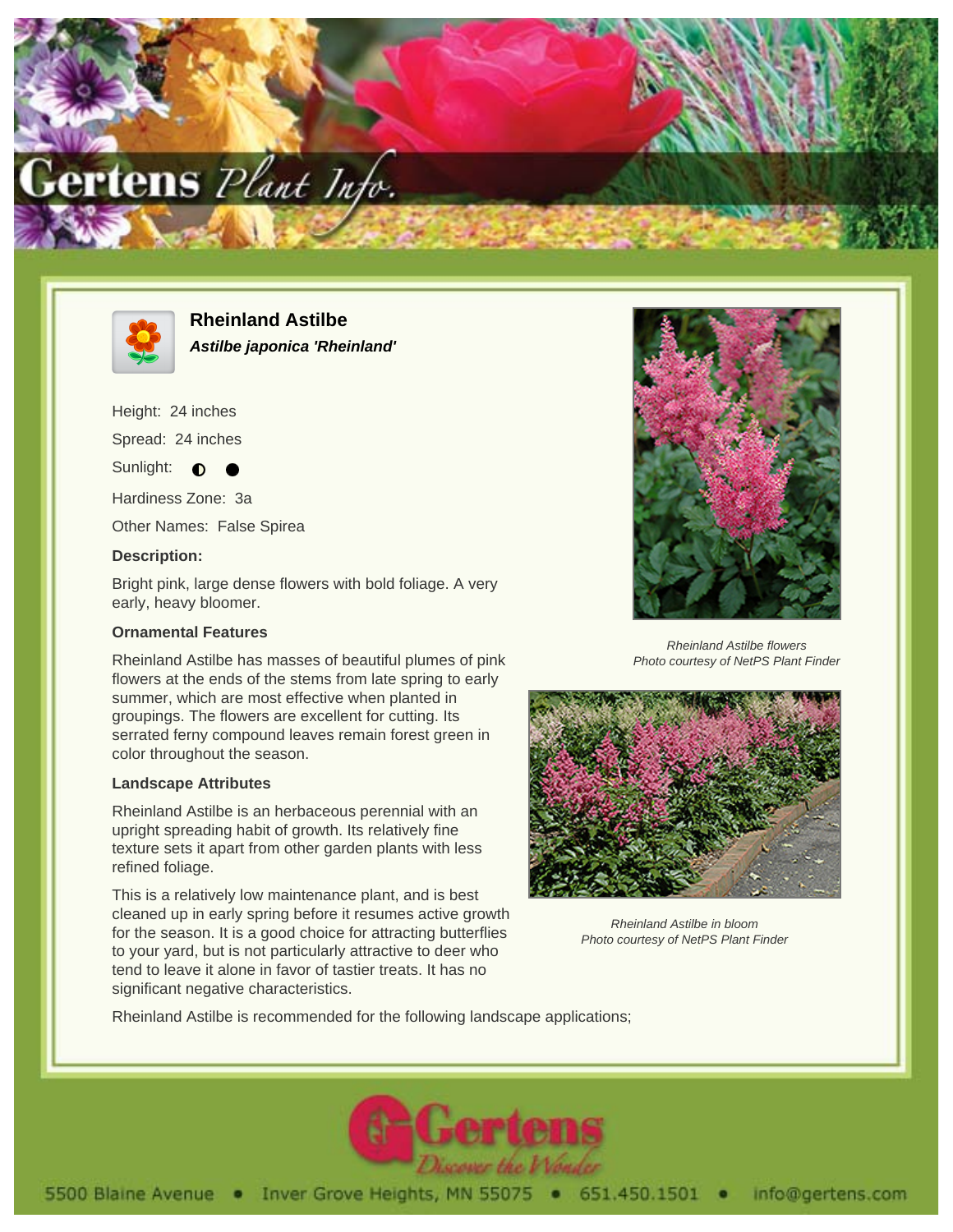# Rheinland Astilbe

***Astilbe japonica 'Rheinland'***

Height: 24 inches

Spread: 24 inches

Sunlight: ◐ ●

Hardiness Zone: 3a

Other Names: False Spirea

**Description:**

Bright pink, large dense flowers with bold foliage. A very early, heavy bloomer.

### Ornamental Features

Rheinland Astilbe has masses of beautiful plumes of pink flowers at the ends of the stems from late spring to early summer, which are most effective when planted in groupings. The flowers are excellent for cutting. Its serrated ferny compound leaves remain forest green in color throughout the season.

### Landscape Attributes

Rheinland Astilbe is an herbaceous perennial with an upright spreading habit of growth. Its relatively fine texture sets it apart from other garden plants with less refined foliage.

This is a relatively low maintenance plant, and is best cleaned up in early spring before it resumes active growth for the season. It is a good choice for attracting butterflies to your yard, but is not particularly attractive to deer who tend to leave it alone in favor of tastier treats. It has no significant negative characteristics.

Rheinland Astilbe is recommended for the following landscape applications;

*Rheinland Astilbe flowers*
*Photo courtesy of NetPS Plant Finder*

*Rheinland Astilbe in bloom*
*Photo courtesy of NetPS Plant Finder*

5500 Blaine Avenue • Inver Grove Heights, MN 55075 • 651.450.1501 • info@gertens.com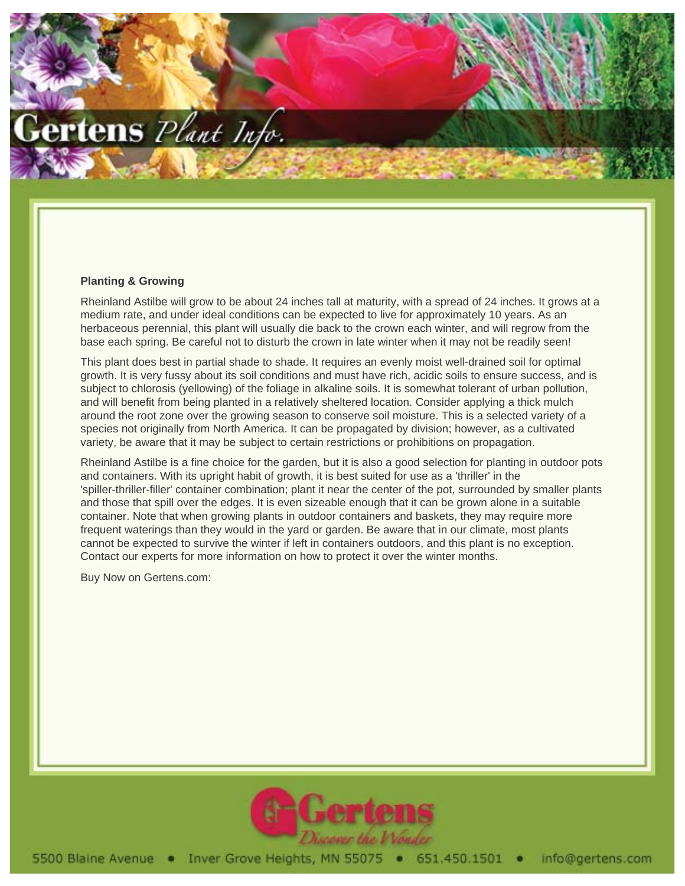**Planting & Growing**

Rheinland Astilbe will grow to be about 24 inches tall at maturity, with a spread of 24 inches. It grows at a medium rate, and under ideal conditions can be expected to live for approximately 10 years. As an herbaceous perennial, this plant will usually die back to the crown each winter, and will regrow from the base each spring. Be careful not to disturb the crown in late winter when it may not be readily seen!

This plant does best in partial shade to shade. It requires an evenly moist well-drained soil for optimal growth. It is very fussy about its soil conditions and must have rich, acidic soils to ensure success, and is subject to chlorosis (yellowing) of the foliage in alkaline soils. It is somewhat tolerant of urban pollution, and will benefit from being planted in a relatively sheltered location. Consider applying a thick mulch around the root zone over the growing season to conserve soil moisture. This is a selected variety of a species not originally from North America. It can be propagated by division; however, as a cultivated variety, be aware that it may be subject to certain restrictions or prohibitions on propagation.

Rheinland Astilbe is a fine choice for the garden, but it is also a good selection for planting in outdoor pots and containers. With its upright habit of growth, it is best suited for use as a 'thriller' in the 'spiller-thriller-filler' container combination; plant it near the center of the pot, surrounded by smaller plants and those that spill over the edges. It is even sizeable enough that it can be grown alone in a suitable container. Note that when growing plants in outdoor containers and baskets, they may require more frequent waterings than they would in the yard or garden. Be aware that in our climate, most plants cannot be expected to survive the winter if left in containers outdoors, and this plant is no exception. Contact our experts for more information on how to protect it over the winter months.

Buy Now on Gertens.com: